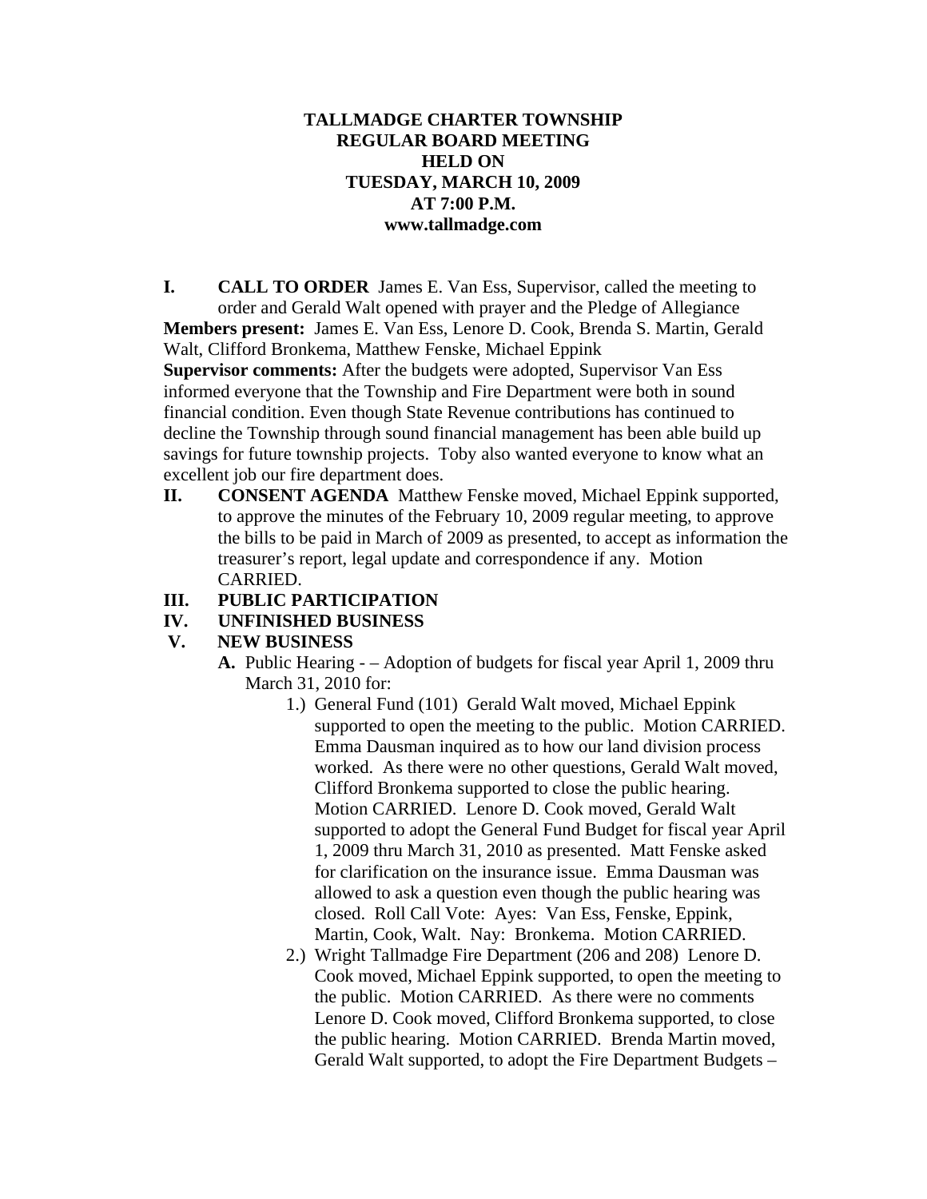# TALLMADGE CHARTER TOWNSHIP
## REGULAR BOARD MEETING
## HELD ON
## TUESDAY, MARCH 10, 2009
## AT 7:00 P.M.
## www.tallmadge.com

**I. CALL TO ORDER** James E. Van Ess, Supervisor, called the meeting to order and Gerald Walt opened with prayer and the Pledge of Allegiance

**Members present:** James E. Van Ess, Lenore D. Cook, Brenda S. Martin, Gerald Walt, Clifford Bronkema, Matthew Fenske, Michael Eppink

**Supervisor comments:** After the budgets were adopted, Supervisor Van Ess informed everyone that the Township and Fire Department were both in sound financial condition. Even though State Revenue contributions has continued to decline the Township through sound financial management has been able build up savings for future township projects. Toby also wanted everyone to know what an excellent job our fire department does.

**II. CONSENT AGENDA** Matthew Fenske moved, Michael Eppink supported, to approve the minutes of the February 10, 2009 regular meeting, to approve the bills to be paid in March of 2009 as presented, to accept as information the treasurer's report, legal update and correspondence if any. Motion CARRIED.

**III. PUBLIC PARTICIPATION**

**IV. UNFINISHED BUSINESS**

**V. NEW BUSINESS**

**A.** Public Hearing - – Adoption of budgets for fiscal year April 1, 2009 thru March 31, 2010 for:

1.) General Fund (101) Gerald Walt moved, Michael Eppink supported to open the meeting to the public. Motion CARRIED. Emma Dausman inquired as to how our land division process worked. As there were no other questions, Gerald Walt moved, Clifford Bronkema supported to close the public hearing. Motion CARRIED. Lenore D. Cook moved, Gerald Walt supported to adopt the General Fund Budget for fiscal year April 1, 2009 thru March 31, 2010 as presented. Matt Fenske asked for clarification on the insurance issue. Emma Dausman was allowed to ask a question even though the public hearing was closed. Roll Call Vote: Ayes: Van Ess, Fenske, Eppink, Martin, Cook, Walt. Nay: Bronkema. Motion CARRIED.

2.) Wright Tallmadge Fire Department (206 and 208) Lenore D. Cook moved, Michael Eppink supported, to open the meeting to the public. Motion CARRIED. As there were no comments Lenore D. Cook moved, Clifford Bronkema supported, to close the public hearing. Motion CARRIED. Brenda Martin moved, Gerald Walt supported, to adopt the Fire Department Budgets –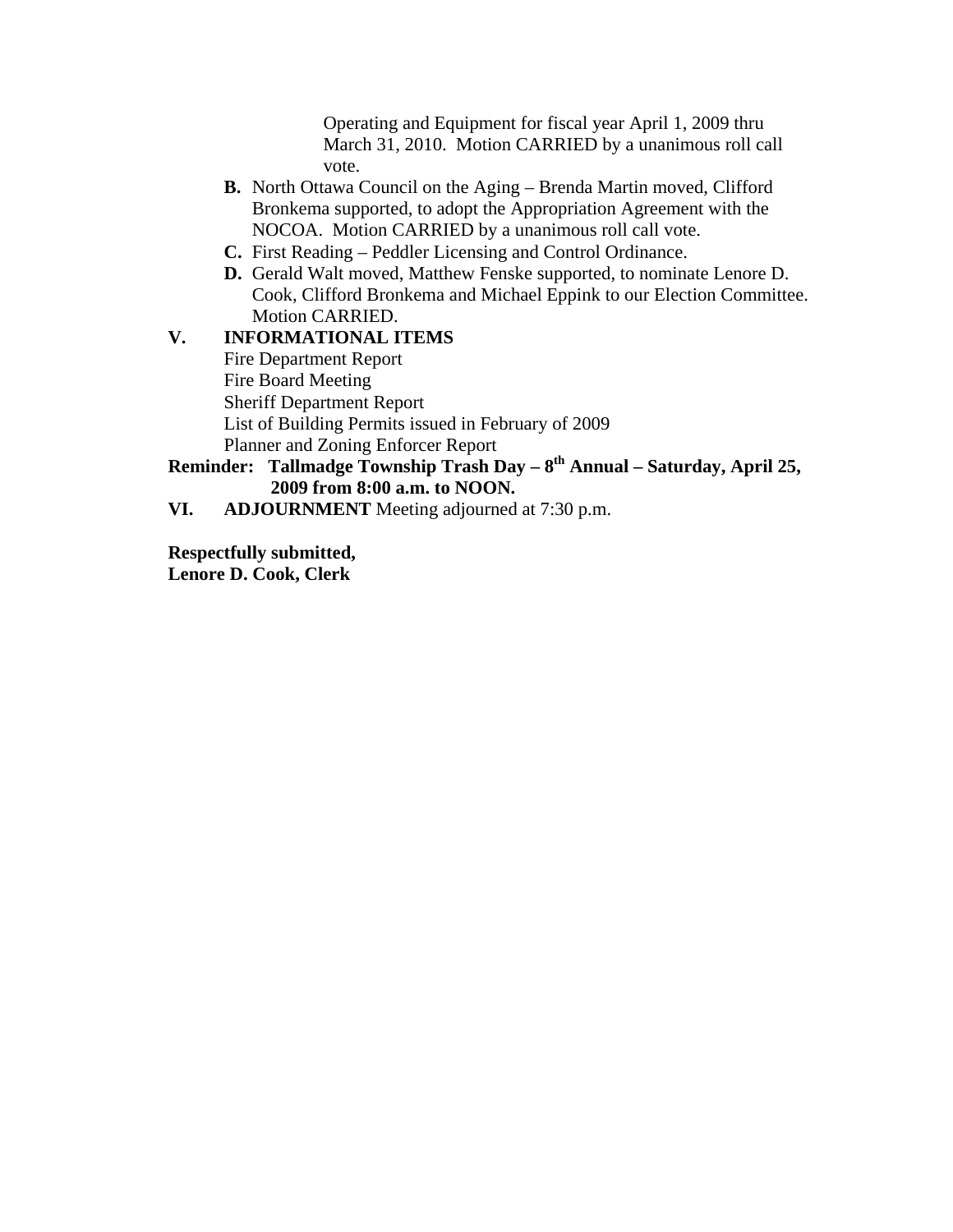Operating and Equipment for fiscal year April 1, 2009 thru March 31, 2010. Motion CARRIED by a unanimous roll call vote.

**B.** North Ottawa Council on the Aging – Brenda Martin moved, Clifford Bronkema supported, to adopt the Appropriation Agreement with the NOCOA. Motion CARRIED by a unanimous roll call vote.

**C.** First Reading – Peddler Licensing and Control Ordinance.

**D.** Gerald Walt moved, Matthew Fenske supported, to nominate Lenore D. Cook, Clifford Bronkema and Michael Eppink to our Election Committee. Motion CARRIED.

**V. INFORMATIONAL ITEMS**

Fire Department Report
Fire Board Meeting
Sheriff Department Report
List of Building Permits issued in February of 2009
Planner and Zoning Enforcer Report

**Reminder: Tallmadge Township Trash Day – 8th Annual – Saturday, April 25, 2009 from 8:00 a.m. to NOON.**

**VI. ADJOURNMENT** Meeting adjourned at 7:30 p.m.

**Respectfully submitted,**
**Lenore D. Cook, Clerk**